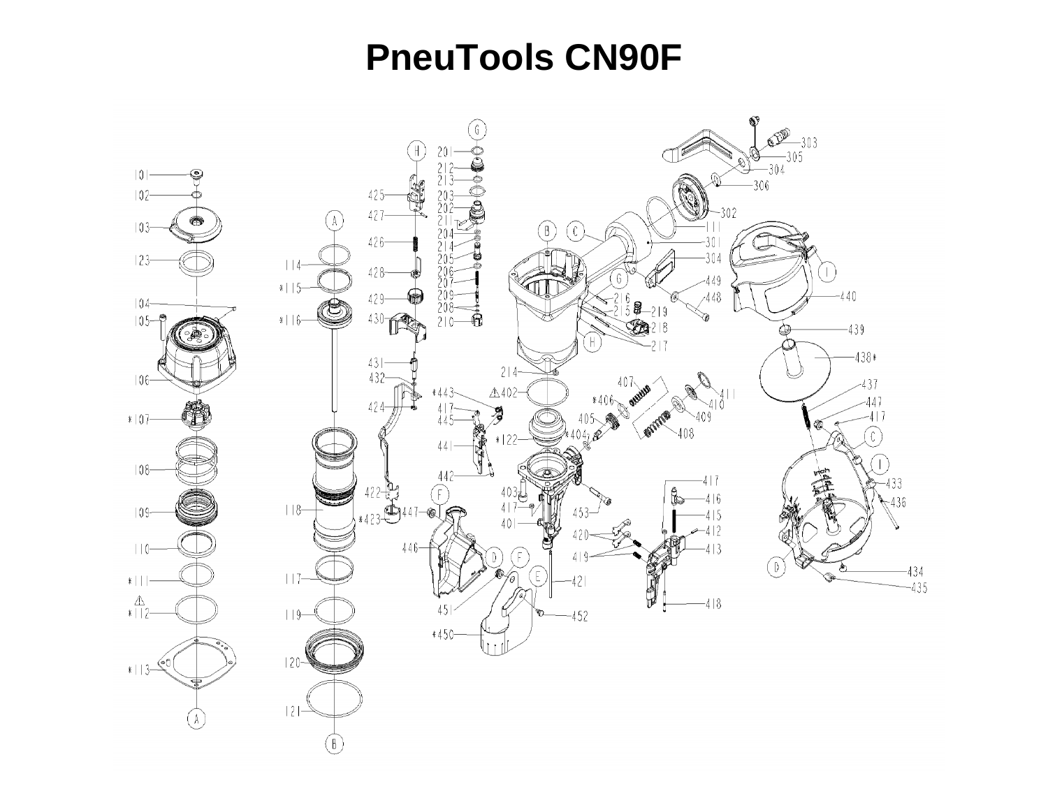# PneuTools CN90F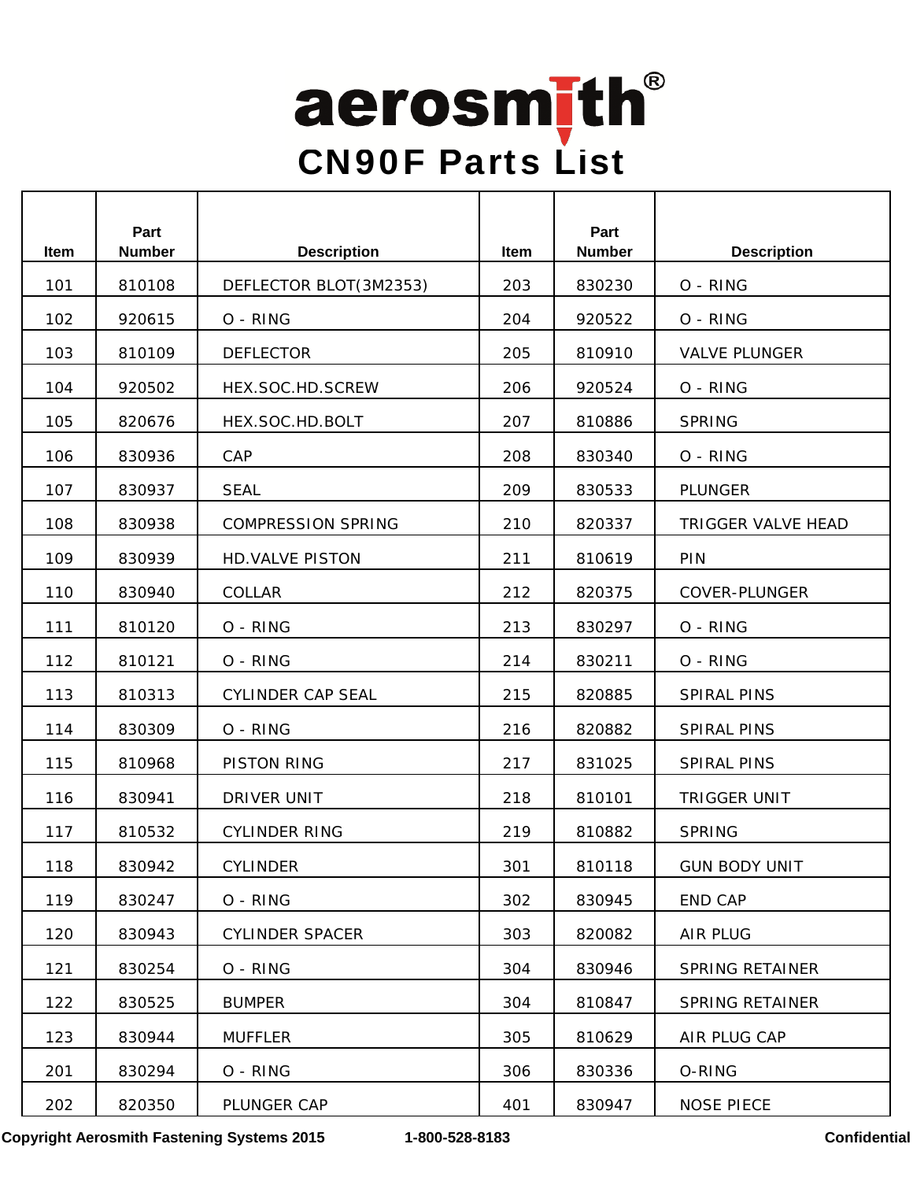# aerosmith®

## CN90F Parts List

| Item | Part Number | Description | Item | Part Number | Description |
|---|---|---|---|---|---|
| 101 | 810108 | DEFLECTOR BLOT(3M2353) | 203 | 830230 | O - RING |
| 102 | 920615 | O - RING | 204 | 920522 | O - RING |
| 103 | 810109 | DEFLECTOR | 205 | 810910 | VALVE PLUNGER |
| 104 | 920502 | HEX.SOC.HD.SCREW | 206 | 920524 | O - RING |
| 105 | 820676 | HEX.SOC.HD.BOLT | 207 | 810886 | SPRING |
| 106 | 830936 | CAP | 208 | 830340 | O - RING |
| 107 | 830937 | SEAL | 209 | 830533 | PLUNGER |
| 108 | 830938 | COMPRESSION SPRING | 210 | 820337 | TRIGGER VALVE HEAD |
| 109 | 830939 | HD.VALVE PISTON | 211 | 810619 | PIN |
| 110 | 830940 | COLLAR | 212 | 820375 | COVER-PLUNGER |
| 111 | 810120 | O - RING | 213 | 830297 | O - RING |
| 112 | 810121 | O - RING | 214 | 830211 | O - RING |
| 113 | 810313 | CYLINDER CAP SEAL | 215 | 820885 | SPIRAL PINS |
| 114 | 830309 | O - RING | 216 | 820882 | SPIRAL PINS |
| 115 | 810968 | PISTON RING | 217 | 831025 | SPIRAL PINS |
| 116 | 830941 | DRIVER UNIT | 218 | 810101 | TRIGGER UNIT |
| 117 | 810532 | CYLINDER RING | 219 | 810882 | SPRING |
| 118 | 830942 | CYLINDER | 301 | 810118 | GUN BODY UNIT |
| 119 | 830247 | O - RING | 302 | 830945 | END CAP |
| 120 | 830943 | CYLINDER SPACER | 303 | 820082 | AIR PLUG |
| 121 | 830254 | O - RING | 304 | 830946 | SPRING RETAINER |
| 122 | 830525 | BUMPER | 304 | 810847 | SPRING RETAINER |
| 123 | 830944 | MUFFLER | 305 | 810629 | AIR PLUG CAP |
| 201 | 830294 | O - RING | 306 | 830336 | O-RING |
| 202 | 820350 | PLUNGER CAP | 401 | 830947 | NOSE PIECE |

Copyright Aerosmith Fastening Systems 2015 1-800-528-8183 Confidential